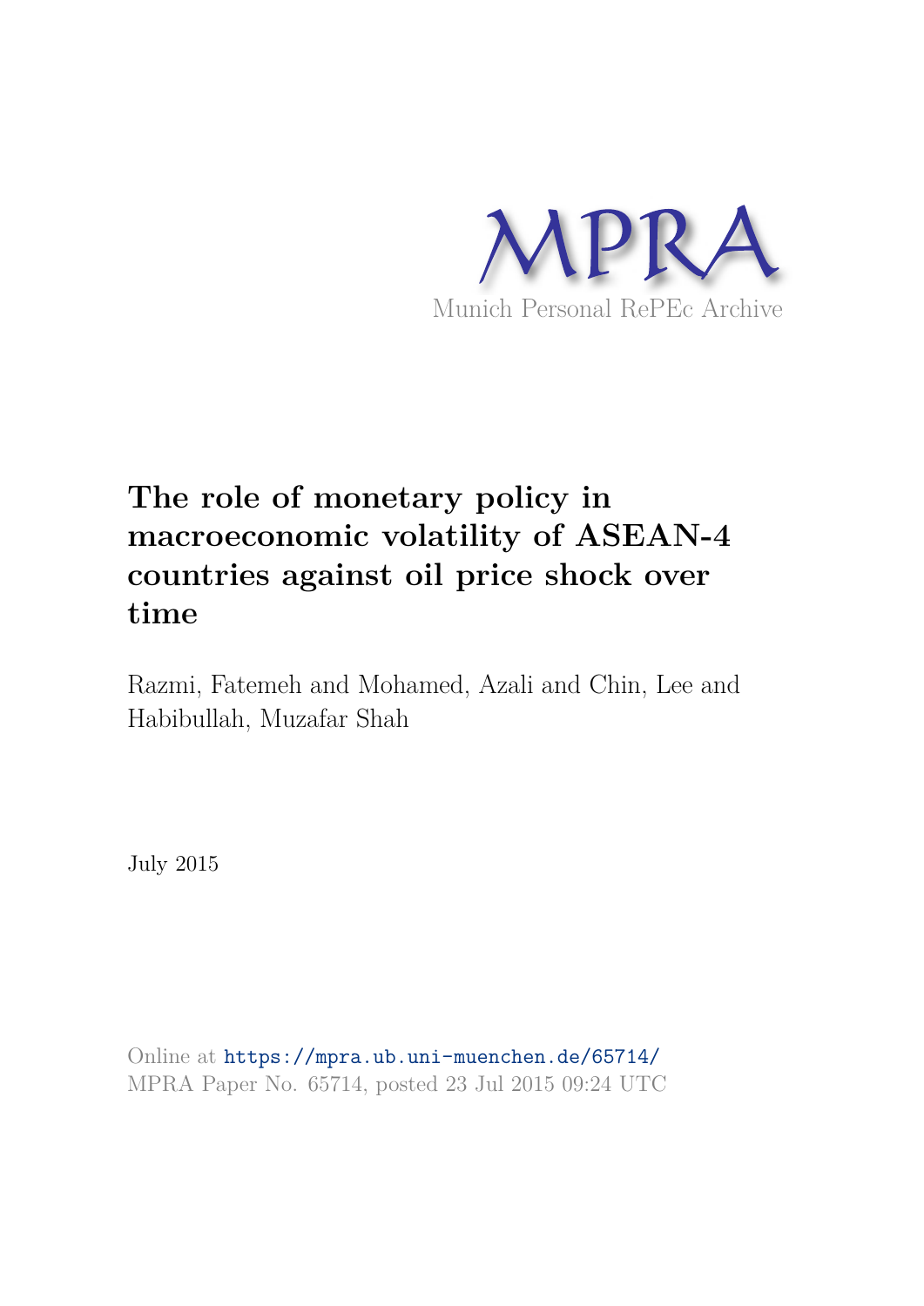MPRA

Munich Personal RePEc Archive

# The role of monetary policy in macroeconomic volatility of ASEAN-4 countries against oil price shock over time

Razmi, Fatemeh and Mohamed, Azali and Chin, Lee and Habibullah, Muzafar Shah

July 2015

Online at https://mpra.ub.uni-muenchen.de/65714/
MPRA Paper No. 65714, posted 23 Jul 2015 09:24 UTC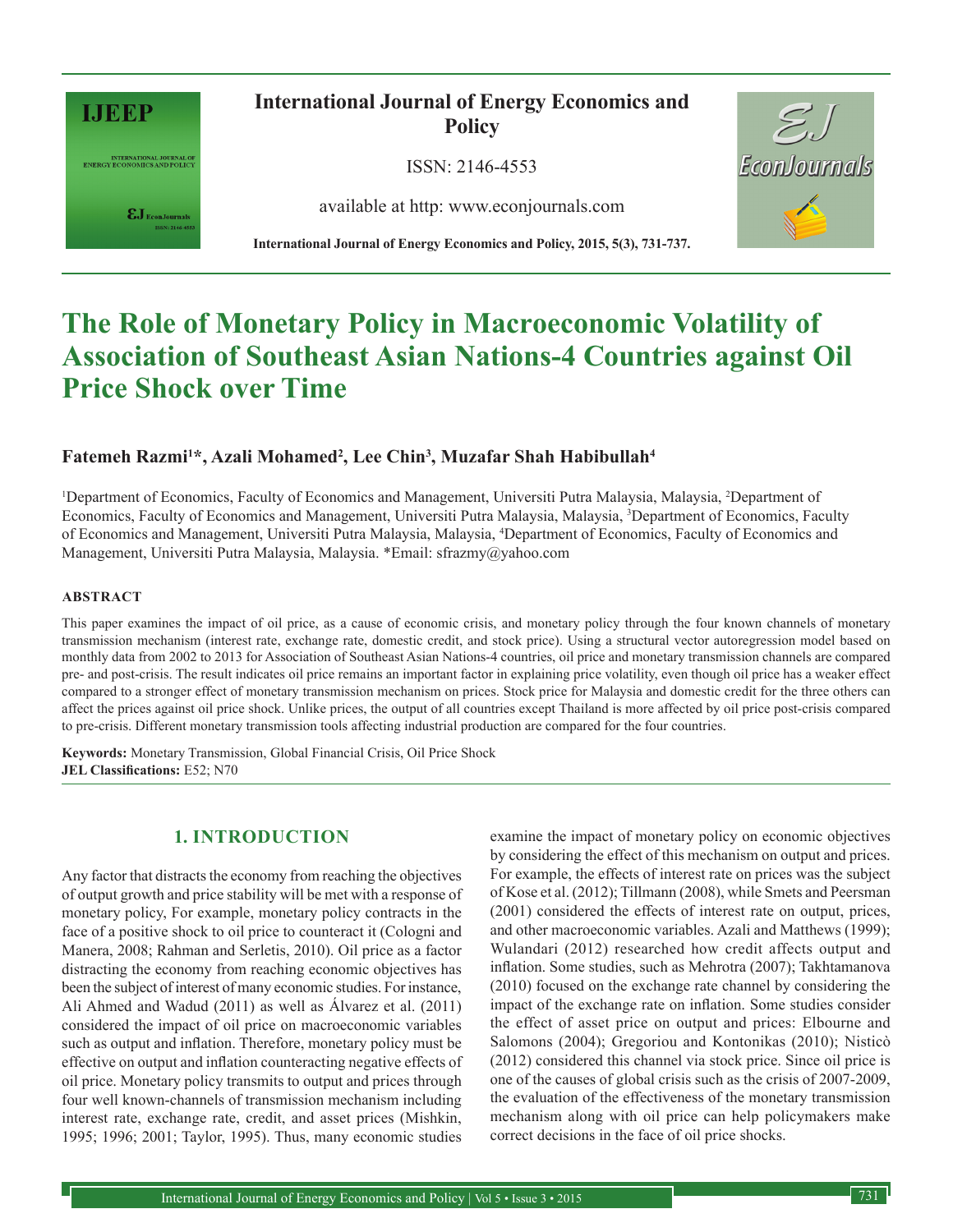# The Role of Monetary Policy in Macroeconomic Volatility of Association of Southeast Asian Nations-4 Countries against Oil Price Shock over Time

**Fatemeh Razmi[1]*, Azali Mohamed[2], Lee Chin[3], Muzafar Shah Habibullah[4]**

[1]Department of Economics, Faculty of Economics and Management, Universiti Putra Malaysia, Malaysia, [2]Department of Economics, Faculty of Economics and Management, Universiti Putra Malaysia, Malaysia, [3]Department of Economics, Faculty of Economics and Management, Universiti Putra Malaysia, Malaysia, [4]Department of Economics, Faculty of Economics and Management, Universiti Putra Malaysia, Malaysia. *Email: sfrazmy@yahoo.com

## ABSTRACT

This paper examines the impact of oil price, as a cause of economic crisis, and monetary policy through the four known channels of monetary transmission mechanism (interest rate, exchange rate, domestic credit, and stock price). Using a structural vector autoregression model based on monthly data from 2002 to 2013 for Association of Southeast Asian Nations-4 countries, oil price and monetary transmission channels are compared pre- and post-crisis. The result indicates oil price remains an important factor in explaining price volatility, even though oil price has a weaker effect compared to a stronger effect of monetary transmission mechanism on prices. Stock price for Malaysia and domestic credit for the three others can affect the prices against oil price shock. Unlike prices, the output of all countries except Thailand is more affected by oil price post-crisis compared to pre-crisis. Different monetary transmission tools affecting industrial production are compared for the four countries.

**Keywords:** Monetary Transmission, Global Financial Crisis, Oil Price Shock
**JEL Classifications:** E52; N70

## 1. INTRODUCTION

Any factor that distracts the economy from reaching the objectives of output growth and price stability will be met with a response of monetary policy, For example, monetary policy contracts in the face of a positive shock to oil price to counteract it (Cologni and Manera, 2008; Rahman and Serletis, 2010). Oil price as a factor distracting the economy from reaching economic objectives has been the subject of interest of many economic studies. For instance, Ali Ahmed and Wadud (2011) as well as Álvarez et al. (2011) considered the impact of oil price on macroeconomic variables such as output and inflation. Therefore, monetary policy must be effective on output and inflation counteracting negative effects of oil price. Monetary policy transmits to output and prices through four well known-channels of transmission mechanism including interest rate, exchange rate, credit, and asset prices (Mishkin, 1995; 1996; 2001; Taylor, 1995). Thus, many economic studies examine the impact of monetary policy on economic objectives by considering the effect of this mechanism on output and prices. For example, the effects of interest rate on prices was the subject of Kose et al. (2012); Tillmann (2008), while Smets and Peersman (2001) considered the effects of interest rate on output, prices, and other macroeconomic variables. Azali and Matthews (1999); Wulandari (2012) researched how credit affects output and inflation. Some studies, such as Mehrotra (2007); Takhtamanova (2010) focused on the exchange rate channel by considering the impact of the exchange rate on inflation. Some studies consider the effect of asset price on output and prices: Elbourne and Salomons (2004); Gregoriou and Kontonikas (2010); Nisticò (2012) considered this channel via stock price. Since oil price is one of the causes of global crisis such as the crisis of 2007-2009, the evaluation of the effectiveness of the monetary transmission mechanism along with oil price can help policymakers make correct decisions in the face of oil price shocks.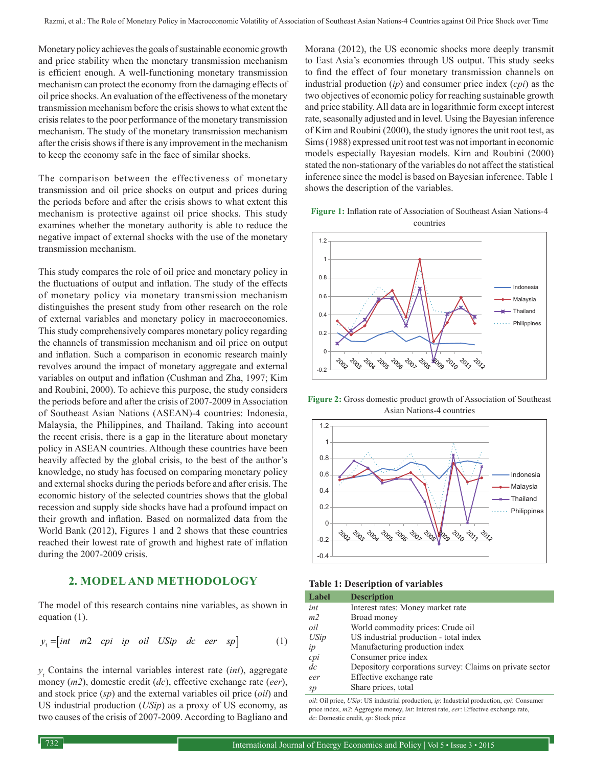Monetary policy achieves the goals of sustainable economic growth and price stability when the monetary transmission mechanism is efficient enough. A well-functioning monetary transmission mechanism can protect the economy from the damaging effects of oil price shocks. An evaluation of the effectiveness of the monetary transmission mechanism before the crisis shows to what extent the crisis relates to the poor performance of the monetary transmission mechanism. The study of the monetary transmission mechanism after the crisis shows if there is any improvement in the mechanism to keep the economy safe in the face of similar shocks.

The comparison between the effectiveness of monetary transmission and oil price shocks on output and prices during the periods before and after the crisis shows to what extent this mechanism is protective against oil price shocks. This study examines whether the monetary authority is able to reduce the negative impact of external shocks with the use of the monetary transmission mechanism.

This study compares the role of oil price and monetary policy in the fluctuations of output and inflation. The study of the effects of monetary policy via monetary transmission mechanism distinguishes the present study from other research on the role of external variables and monetary policy in macroeconomics. This study comprehensively compares monetary policy regarding the channels of transmission mechanism and oil price on output and inflation. Such a comparison in economic research mainly revolves around the impact of monetary aggregate and external variables on output and inflation (Cushman and Zha, 1997; Kim and Roubini, 2000). To achieve this purpose, the study considers the periods before and after the crisis of 2007-2009 in Association of Southeast Asian Nations (ASEAN)-4 countries: Indonesia, Malaysia, the Philippines, and Thailand. Taking into account the recent crisis, there is a gap in the literature about monetary policy in ASEAN countries. Although these countries have been heavily affected by the global crisis, to the best of the author's knowledge, no study has focused on comparing monetary policy and external shocks during the periods before and after crisis. The economic history of the selected countries shows that the global recession and supply side shocks have had a profound impact on their growth and inflation. Based on normalized data from the World Bank (2012), Figures 1 and 2 shows that these countries reached their lowest rate of growth and highest rate of inflation during the 2007-2009 crisis.

## 2. MODEL AND METHODOLOGY

The model of this research contains nine variables, as shown in equation (1).

$$y_t = \left[ int \quad m2 \quad cpi \quad ip \quad oil \quad USip \quad dc \quad eer \quad sp \right] \tag{1}$$

$y_t$ Contains the internal variables interest rate (*int*), aggregate money (*m2*), domestic credit (*dc*), effective exchange rate (*eer*), and stock price (*sp*) and the external variables oil price (*oil*) and US industrial production (*USip*) as a proxy of US economy, as two causes of the crisis of 2007-2009. According to Bagliano and Morana (2012), the US economic shocks more deeply transmit to East Asia's economies through US output. This study seeks to find the effect of four monetary transmission channels on industrial production (*ip*) and consumer price index (*cpi*) as the two objectives of economic policy for reaching sustainable growth and price stability. All data are in logarithmic form except interest rate, seasonally adjusted and in level. Using the Bayesian inference of Kim and Roubini (2000), the study ignores the unit root test, as Sims (1988) expressed unit root test was not important in economic models especially Bayesian models. Kim and Roubini (2000) stated the non-stationary of the variables do not affect the statistical inference since the model is based on Bayesian inference. Table 1 shows the description of the variables.

**Figure 1:** Inflation rate of Association of Southeast Asian Nations-4 countries

**Figure 2:** Gross domestic product growth of Association of Southeast Asian Nations-4 countries

**Table 1: Description of variables**

| Label | Description |
|---|---|
| *int* | Interest rates: Money market rate |
| *m2* | Broad money |
| *oil* | World commodity prices: Crude oil |
| *USip* | US industrial production - total index |
| *ip* | Manufacturing production index |
| *cpi* | Consumer price index |
| *dc* | Depository corporations survey: Claims on private sector |
| *eer* | Effective exchange rate |
| *sp* | Share prices, total |

*oil*: Oil price, *USip*: US industrial production, *ip*: Industrial production, *cpi*: Consumer price index, *m2*: Aggregate money, *int*: Interest rate, *eer*: Effective exchange rate, *dc*: Domestic credit, *sp*: Stock price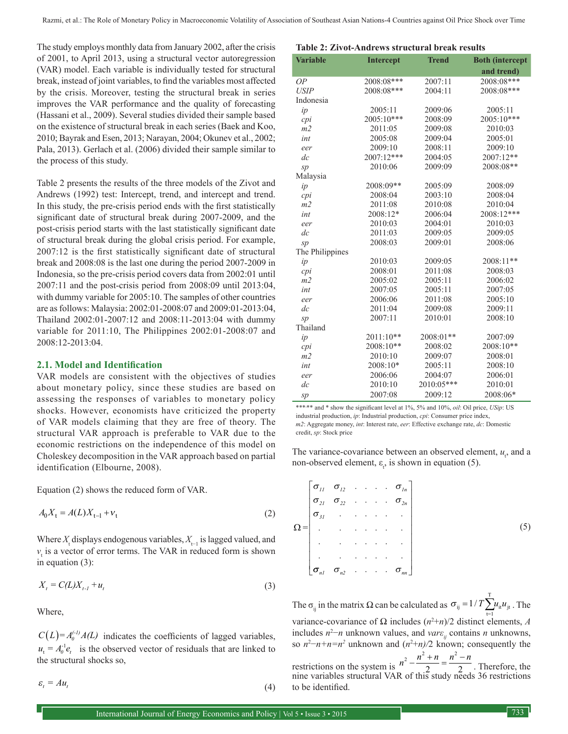The study employs monthly data from January 2002, after the crisis of 2001, to April 2013, using a structural vector autoregression (VAR) model. Each variable is individually tested for structural break, instead of joint variables, to find the variables most affected by the crisis. Moreover, testing the structural break in series improves the VAR performance and the quality of forecasting (Hassani et al., 2009). Several studies divided their sample based on the existence of structural break in each series (Baek and Koo, 2010; Bayrak and Esen, 2013; Narayan, 2004; Okunev et al., 2002; Pala, 2013). Gerlach et al. (2006) divided their sample similar to the process of this study.

Table 2 presents the results of the three models of the Zivot and Andrews (1992) test: Intercept, trend, and intercept and trend. In this study, the pre-crisis period ends with the first statistically significant date of structural break during 2007-2009, and the post-crisis period starts with the last statistically significant date of structural break during the global crisis period. For example, 2007:12 is the first statistically significant date of structural break and 2008:08 is the last one during the period 2007-2009 in Indonesia, so the pre-crisis period covers data from 2002:01 until 2007:11 and the post-crisis period from 2008:09 until 2013:04, with dummy variable for 2005:10. The samples of other countries are as follows: Malaysia: 2002:01-2008:07 and 2009:01-2013:04, Thailand 2002:01-2007:12 and 2008:11-2013:04 with dummy variable for 2011:10, The Philippines 2002:01-2008:07 and 2008:12-2013:04.

**Table 2: Zivot-Andrews structural break results**

| Variable | Intercept | Trend | Both (intercept and trend) |
|---|---|---|---|
| *OP* | 2008:08*** | 2007:11 | 2008:08*** |
| *USIP* | 2008:08*** | 2004:11 | 2008:08*** |
| Indonesia | | | |
| *ip* | 2005:11 | 2009:06 | 2005:11 |
| *cpi* | 2005:10*** | 2008:09 | 2005:10*** |
| *m2* | 2011:05 | 2009:08 | 2010:03 |
| *int* | 2005:08 | 2009:04 | 2005:01 |
| *eer* | 2009:10 | 2008:11 | 2009:10 |
| *dc* | 2007:12*** | 2004:05 | 2007:12** |
| *sp* | 2010:06 | 2009:09 | 2008:08** |
| Malaysia | | | |
| *ip* | 2008:09** | 2005:09 | 2008:09 |
| *cpi* | 2008:04 | 2003:10 | 2008:04 |
| *m2* | 2011:08 | 2010:08 | 2010:04 |
| *int* | 2008:12* | 2006:04 | 2008:12*** |
| *eer* | 2010:03 | 2004:01 | 2010:03 |
| *dc* | 2011:03 | 2009:05 | 2009:05 |
| *sp* | 2008:03 | 2009:01 | 2008:06 |
| The Philippines | | | |
| *ip* | 2010:03 | 2009:05 | 2008:11** |
| *cpi* | 2008:01 | 2011:08 | 2008:03 |
| *m2* | 2005:02 | 2005:11 | 2006:02 |
| *int* | 2007:05 | 2005:11 | 2007:05 |
| *eer* | 2006:06 | 2011:08 | 2005:10 |
| *dc* | 2011:04 | 2009:08 | 2009:11 |
| *sp* | 2007:11 | 2010:01 | 2008:10 |
| Thailand | | | |
| *ip* | 2011:10** | 2008:01** | 2007:09 |
| *cpi* | 2008:10** | 2008:02 | 2008:10** |
| *m2* | 2010:10 | 2009:07 | 2008:01 |
| *int* | 2008:10* | 2005:11 | 2008:10 |
| *eer* | 2006:06 | 2004:07 | 2006:01 |
| *dc* | 2010:10 | 2010:05*** | 2010:01 |
| *sp* | 2007:08 | 2009:12 | 2008:06* |

***** and * show the significant level at 1%, 5% and 10%, *oil*: Oil price, *USip*: US industrial production, *ip*: Industrial production, *cpi*: Consumer price index, *m2*: Aggregate money, *int*: Interest rate, *eer*: Effective exchange rate, *dc*: Domestic credit, *sp*: Stock price

## 2.1. Model and Identification

VAR models are consistent with the objectives of studies about monetary policy, since these studies are based on assessing the responses of variables to monetary policy shocks. However, economists have criticized the property of VAR models claiming that they are free of theory. The structural VAR approach is preferable to VAR due to the economic restrictions on the independence of this model on Choleskey decomposition in the VAR approach based on partial identification (Elbourne, 2008).

Equation (2) shows the reduced form of VAR.

$$A_0 X_t = A(L) X_{t-1} + \nu_t \tag{2}$$

Where $X_t$ displays endogenous variables, $X_{t-1}$ is lagged valued, and $\nu_t$ is a vector of error terms. The VAR in reduced form is shown in equation (3):

$$X_t = C(L) X_{t-1} + u_t \tag{3}$$

Where,

$C(L) = A_0^{(-1)} A(L)$ indicates the coefficients of lagged variables, $u_t = A_0^{-1} e_t$ is the observed vector of residuals that are linked to the structural shocks so,

$$\varepsilon_t = A u_t \tag{4}$$

The variance-covariance between an observed element, $u_t$, and a non-observed element, $\varepsilon_t$, is shown in equation (5).

$$\Omega = \begin{bmatrix} \sigma_{11} & \sigma_{12} & . & . & . & . & \sigma_{1n} \\ \sigma_{21} & \sigma_{22} & . & . & . & . & \sigma_{2n} \\ \sigma_{31} & . & . & . & . & . & . \\ . & . & . & . & . & . & . \\ . & . & . & . & . & . & . \\ . & . & . & . & . & . & . \\ \sigma_{n1} & \sigma_{n2} & . & . & . & . & \sigma_{nn} \end{bmatrix} \tag{5}$$

The $\sigma_{ij}$ in the matrix $\Omega$ can be calculated as $\sigma_{ij} = 1/T \sum_{t=1}^{T} u_{it} u_{jt}$. The variance-covariance of $\Omega$ includes $(n^2+n)/2$ distinct elements, $A$ includes $n^2-n$ unknown values, and $var\varepsilon_{ij}$ contains $n$ unknowns, so $n^2-n+n=n^2$ unknown and $(n^2+n)/2$ known; consequently the restrictions on the system is $n^2 - \frac{n^2+n}{2} = \frac{n^2-n}{2}$. Therefore, the nine variables structural VAR of this study needs 36 restrictions to be identified.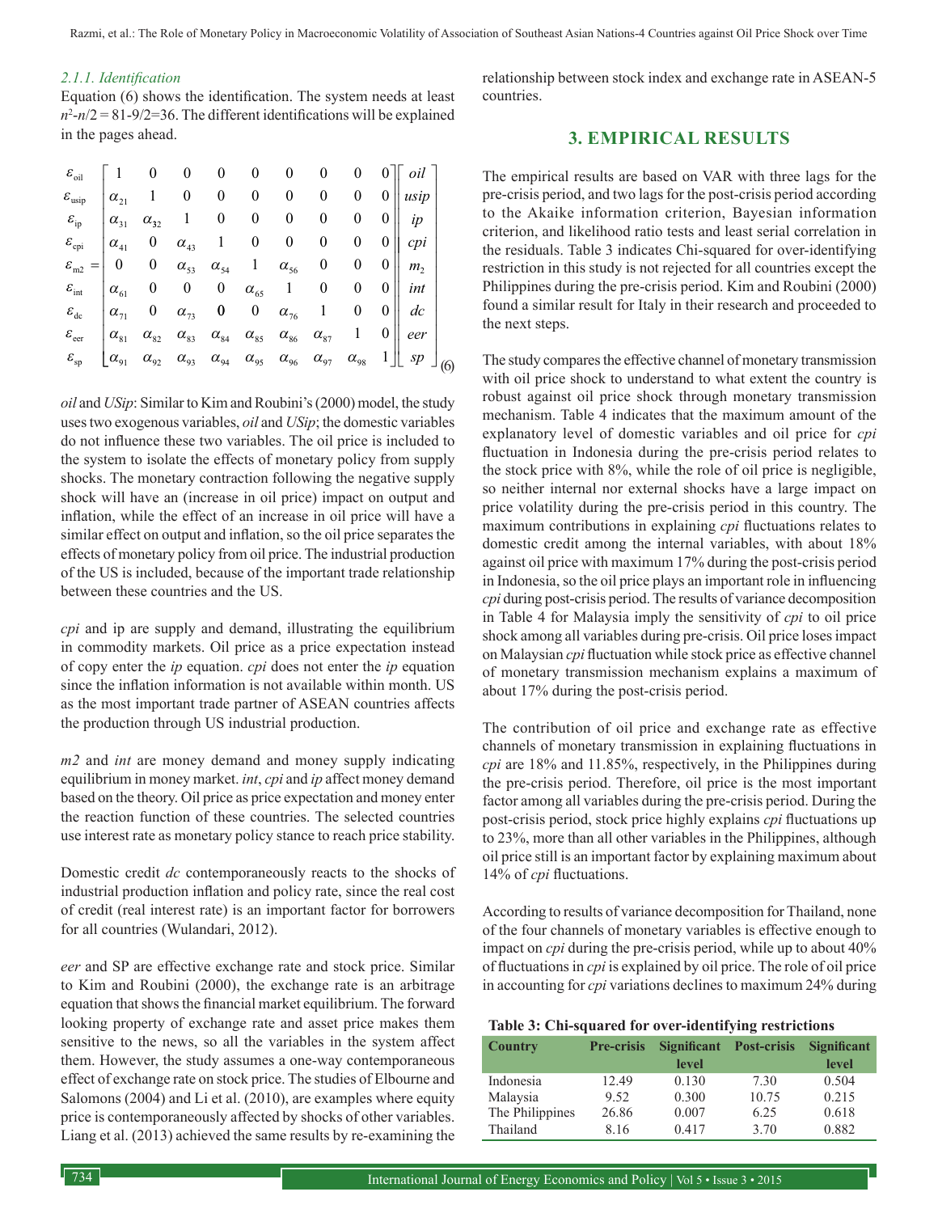#### 2.1.1. Identification

Equation (6) shows the identification. The system needs at least $n^2$-$n/2$ = 81-9/2=36. The different identifications will be explained in the pages ahead.

$$
\begin{bmatrix} \varepsilon_{\text{oil}} \\ \varepsilon_{\text{usip}} \\ \varepsilon_{\text{ip}} \\ \varepsilon_{\text{cpi}} \\ \varepsilon_{\text{m2}} \\ \varepsilon_{\text{int}} \\ \varepsilon_{\text{dc}} \\ \varepsilon_{\text{eer}} \\ \varepsilon_{\text{sp}} \end{bmatrix} = \begin{bmatrix} 1 & 0 & 0 & 0 & 0 & 0 & 0 & 0 & 0 \\ \alpha_{21} & 1 & 0 & 0 & 0 & 0 & 0 & 0 & 0 \\ \alpha_{31} & \alpha_{32} & 1 & 0 & 0 & 0 & 0 & 0 & 0 \\ \alpha_{41} & 0 & \alpha_{43} & 1 & 0 & 0 & 0 & 0 & 0 \\ 0 & 0 & \alpha_{53} & \alpha_{54} & 1 & \alpha_{56} & 0 & 0 & 0 \\ \alpha_{61} & 0 & 0 & 0 & \alpha_{65} & 1 & 0 & 0 & 0 \\ \alpha_{71} & 0 & \alpha_{73} & 0 & 0 & \alpha_{76} & 1 & 0 & 0 \\ \alpha_{81} & \alpha_{82} & \alpha_{83} & \alpha_{84} & \alpha_{85} & \alpha_{86} & \alpha_{87} & 1 & 0 \\ \alpha_{91} & \alpha_{92} & \alpha_{93} & \alpha_{94} & \alpha_{95} & \alpha_{96} & \alpha_{97} & \alpha_{98} & 1 \end{bmatrix} \begin{bmatrix} oil \\ usip \\ ip \\ cpi \\ m_2 \\ int \\ dc \\ eer \\ sp \end{bmatrix} \quad (6)
$$

*oil* and *USip*: Similar to Kim and Roubini's (2000) model, the study uses two exogenous variables, *oil* and *USip*; the domestic variables do not influence these two variables. The oil price is included to the system to isolate the effects of monetary policy from supply shocks. The monetary contraction following the negative supply shock will have an (increase in oil price) impact on output and inflation, while the effect of an increase in oil price will have a similar effect on output and inflation, so the oil price separates the effects of monetary policy from oil price. The industrial production of the US is included, because of the important trade relationship between these countries and the US.

*cpi* and ip are supply and demand, illustrating the equilibrium in commodity markets. Oil price as a price expectation instead of copy enter the *ip* equation. *cpi* does not enter the *ip* equation since the inflation information is not available within month. US as the most important trade partner of ASEAN countries affects the production through US industrial production.

*m2* and *int* are money demand and money supply indicating equilibrium in money market. *int*, *cpi* and *ip* affect money demand based on the theory. Oil price as price expectation and money enter the reaction function of these countries. The selected countries use interest rate as monetary policy stance to reach price stability.

Domestic credit *dc* contemporaneously reacts to the shocks of industrial production inflation and policy rate, since the real cost of credit (real interest rate) is an important factor for borrowers for all countries (Wulandari, 2012).

*eer* and SP are effective exchange rate and stock price. Similar to Kim and Roubini (2000), the exchange rate is an arbitrage equation that shows the financial market equilibrium. The forward looking property of exchange rate and asset price makes them sensitive to the news, so all the variables in the system affect them. However, the study assumes a one-way contemporaneous effect of exchange rate on stock price. The studies of Elbourne and Salomons (2004) and Li et al. (2010), are examples where equity price is contemporaneously affected by shocks of other variables. Liang et al. (2013) achieved the same results by re-examining the relationship between stock index and exchange rate in ASEAN-5 countries.

## 3. EMPIRICAL RESULTS

The empirical results are based on VAR with three lags for the pre-crisis period, and two lags for the post-crisis period according to the Akaike information criterion, Bayesian information criterion, and likelihood ratio tests and least serial correlation in the residuals. Table 3 indicates Chi-squared for over-identifying restriction in this study is not rejected for all countries except the Philippines during the pre-crisis period. Kim and Roubini (2000) found a similar result for Italy in their research and proceeded to the next steps.

The study compares the effective channel of monetary transmission with oil price shock to understand to what extent the country is robust against oil price shock through monetary transmission mechanism. Table 4 indicates that the maximum amount of the explanatory level of domestic variables and oil price for *cpi* fluctuation in Indonesia during the pre-crisis period relates to the stock price with 8%, while the role of oil price is negligible, so neither internal nor external shocks have a large impact on price volatility during the pre-crisis period in this country. The maximum contributions in explaining *cpi* fluctuations relates to domestic credit among the internal variables, with about 18% against oil price with maximum 17% during the post-crisis period in Indonesia, so the oil price plays an important role in influencing *cpi* during post-crisis period. The results of variance decomposition in Table 4 for Malaysia imply the sensitivity of *cpi* to oil price shock among all variables during pre-crisis. Oil price loses impact on Malaysian *cpi* fluctuation while stock price as effective channel of monetary transmission mechanism explains a maximum of about 17% during the post-crisis period.

The contribution of oil price and exchange rate as effective channels of monetary transmission in explaining fluctuations in *cpi* are 18% and 11.85%, respectively, in the Philippines during the pre-crisis period. Therefore, oil price is the most important factor among all variables during the pre-crisis period. During the post-crisis period, stock price highly explains *cpi* fluctuations up to 23%, more than all other variables in the Philippines, although oil price still is an important factor by explaining maximum about 14% of *cpi* fluctuations.

According to results of variance decomposition for Thailand, none of the four channels of monetary variables is effective enough to impact on *cpi* during the pre-crisis period, while up to about 40% of fluctuations in *cpi* is explained by oil price. The role of oil price in accounting for *cpi* variations declines to maximum 24% during

**Table 3: Chi-squared for over-identifying restrictions**

| Country | Pre-crisis | Significant level | Post-crisis | Significant level |
|---|---|---|---|---|
| Indonesia | 12.49 | 0.130 | 7.30 | 0.504 |
| Malaysia | 9.52 | 0.300 | 10.75 | 0.215 |
| The Philippines | 26.86 | 0.007 | 6.25 | 0.618 |
| Thailand | 8.16 | 0.417 | 3.70 | 0.882 |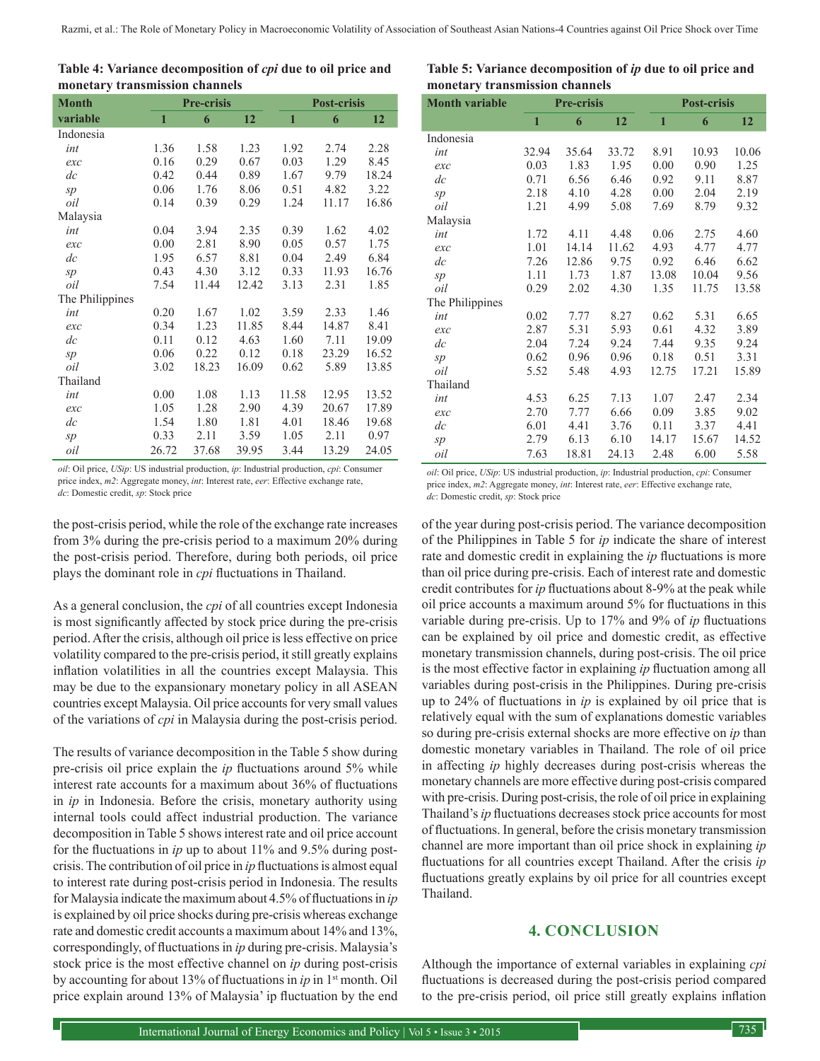**Table 4: Variance decomposition of *cpi* due to oil price and monetary transmission channels**

| Month variable | Pre-crisis | | | Post-crisis | | |
|---|---|---|---|---|---|---|
| | 1 | 6 | 12 | 1 | 6 | 12 |
| Indonesia | | | | | | |
| *int* | 1.36 | 1.58 | 1.23 | 1.92 | 2.74 | 2.28 |
| *exc* | 0.16 | 0.29 | 0.67 | 0.03 | 1.29 | 8.45 |
| *dc* | 0.42 | 0.44 | 0.89 | 1.67 | 9.79 | 18.24 |
| *sp* | 0.06 | 1.76 | 8.06 | 0.51 | 4.82 | 3.22 |
| *oil* | 0.14 | 0.39 | 0.29 | 1.24 | 11.17 | 16.86 |
| Malaysia | | | | | | |
| *int* | 0.04 | 3.94 | 2.35 | 0.39 | 1.62 | 4.02 |
| *exc* | 0.00 | 2.81 | 8.90 | 0.05 | 0.57 | 1.75 |
| *dc* | 1.95 | 6.57 | 8.81 | 0.04 | 2.49 | 6.84 |
| *sp* | 0.43 | 4.30 | 3.12 | 0.33 | 11.93 | 16.76 |
| *oil* | 7.54 | 11.44 | 12.42 | 3.13 | 2.31 | 1.85 |
| The Philippines | | | | | | |
| *int* | 0.20 | 1.67 | 1.02 | 3.59 | 2.33 | 1.46 |
| *exc* | 0.34 | 1.23 | 11.85 | 8.44 | 14.87 | 8.41 |
| *dc* | 0.11 | 0.12 | 4.63 | 1.60 | 7.11 | 19.09 |
| *sp* | 0.06 | 0.22 | 0.12 | 0.18 | 23.29 | 16.52 |
| *oil* | 3.02 | 18.23 | 16.09 | 0.62 | 5.89 | 13.85 |
| Thailand | | | | | | |
| *int* | 0.00 | 1.08 | 1.13 | 11.58 | 12.95 | 13.52 |
| *exc* | 1.05 | 1.28 | 2.90 | 4.39 | 20.67 | 17.89 |
| *dc* | 1.54 | 1.80 | 1.81 | 4.01 | 18.46 | 19.68 |
| *sp* | 0.33 | 2.11 | 3.59 | 1.05 | 2.11 | 0.97 |
| *oil* | 26.72 | 37.68 | 39.95 | 3.44 | 13.29 | 24.05 |

*oil*: Oil price, *USip*: US industrial production, *ip*: Industrial production, *cpi*: Consumer price index, *m2*: Aggregate money, *int*: Interest rate, *eer*: Effective exchange rate, *dc*: Domestic credit, *sp*: Stock price

the post-crisis period, while the role of the exchange rate increases from 3% during the pre-crisis period to a maximum 20% during the post-crisis period. Therefore, during both periods, oil price plays the dominant role in *cpi* fluctuations in Thailand.

As a general conclusion, the *cpi* of all countries except Indonesia is most significantly affected by stock price during the pre-crisis period. After the crisis, although oil price is less effective on price volatility compared to the pre-crisis period, it still greatly explains inflation volatilities in all the countries except Malaysia. This may be due to the expansionary monetary policy in all ASEAN countries except Malaysia. Oil price accounts for very small values of the variations of *cpi* in Malaysia during the post-crisis period.

The results of variance decomposition in the Table 5 show during pre-crisis oil price explain the *ip* fluctuations around 5% while interest rate accounts for a maximum about 36% of fluctuations in *ip* in Indonesia. Before the crisis, monetary authority using internal tools could affect industrial production. The variance decomposition in Table 5 shows interest rate and oil price account for the fluctuations in *ip* up to about 11% and 9.5% during post-crisis. The contribution of oil price in *ip* fluctuations is almost equal to interest rate during post-crisis period in Indonesia. The results for Malaysia indicate the maximum about 4.5% of fluctuations in *ip* is explained by oil price shocks during pre-crisis whereas exchange rate and domestic credit accounts a maximum about 14% and 13%, correspondingly, of fluctuations in *ip* during pre-crisis. Malaysia's stock price is the most effective channel on *ip* during post-crisis by accounting for about 13% of fluctuations in *ip* in 1st month. Oil price explain around 13% of Malaysia' ip fluctuation by the end of the year during post-crisis period. The variance decomposition of the Philippines in Table 5 for *ip* indicate the share of interest rate and domestic credit in explaining the *ip* fluctuations is more than oil price during pre-crisis. Each of interest rate and domestic credit contributes for *ip* fluctuations about 8-9% at the peak while oil price accounts a maximum around 5% for fluctuations in this variable during pre-crisis. Up to 17% and 9% of *ip* fluctuations can be explained by oil price and domestic credit, as effective monetary transmission channels, during post-crisis. The oil price is the most effective factor in explaining *ip* fluctuation among all variables during post-crisis in the Philippines. During pre-crisis up to 24% of fluctuations in *ip* is explained by oil price that is relatively equal with the sum of explanations domestic variables so during pre-crisis external shocks are more effective on *ip* than domestic monetary variables in Thailand. The role of oil price in affecting *ip* highly decreases during post-crisis whereas the monetary channels are more effective during post-crisis compared with pre-crisis. During post-crisis, the role of oil price in explaining Thailand's *ip* fluctuations decreases stock price accounts for most of fluctuations. In general, before the crisis monetary transmission channel are more important than oil price shock in explaining *ip* fluctuations for all countries except Thailand. After the crisis *ip* fluctuations greatly explains by oil price for all countries except Thailand.

**Table 5: Variance decomposition of *ip* due to oil price and monetary transmission channels**

| Month variable | Pre-crisis | | | Post-crisis | | |
|---|---|---|---|---|---|---|
| | 1 | 6 | 12 | 1 | 6 | 12 |
| Indonesia | | | | | | |
| *int* | 32.94 | 35.64 | 33.72 | 8.91 | 10.93 | 10.06 |
| *exc* | 0.03 | 1.83 | 1.95 | 0.00 | 0.90 | 1.25 |
| *dc* | 0.71 | 6.56 | 6.46 | 0.92 | 9.11 | 8.87 |
| *sp* | 2.18 | 4.10 | 4.28 | 0.00 | 2.04 | 2.19 |
| *oil* | 1.21 | 4.99 | 5.08 | 7.69 | 8.79 | 9.32 |
| Malaysia | | | | | | |
| *int* | 1.72 | 4.11 | 4.48 | 0.06 | 2.75 | 4.60 |
| *exc* | 1.01 | 14.14 | 11.62 | 4.93 | 4.77 | 4.77 |
| *dc* | 7.26 | 12.86 | 9.75 | 0.92 | 6.46 | 6.62 |
| *sp* | 1.11 | 1.73 | 1.87 | 13.08 | 10.04 | 9.56 |
| *oil* | 0.29 | 2.02 | 4.30 | 1.35 | 11.75 | 13.58 |
| The Philippines | | | | | | |
| *int* | 0.02 | 7.77 | 8.27 | 0.62 | 5.31 | 6.65 |
| *exc* | 2.87 | 5.31 | 5.93 | 0.61 | 4.32 | 3.89 |
| *dc* | 2.04 | 7.24 | 9.24 | 7.44 | 9.35 | 9.24 |
| *sp* | 0.62 | 0.96 | 0.96 | 0.18 | 0.51 | 3.31 |
| *oil* | 5.52 | 5.48 | 4.93 | 12.75 | 17.21 | 15.89 |
| Thailand | | | | | | |
| *int* | 4.53 | 6.25 | 7.13 | 1.07 | 2.47 | 2.34 |
| *exc* | 2.70 | 7.77 | 6.66 | 0.09 | 3.85 | 9.02 |
| *dc* | 6.01 | 4.41 | 3.76 | 0.11 | 3.37 | 4.41 |
| *sp* | 2.79 | 6.13 | 6.10 | 14.17 | 15.67 | 14.52 |
| *oil* | 7.63 | 18.81 | 24.13 | 2.48 | 6.00 | 5.58 |

*oil*: Oil price, *USip*: US industrial production, *ip*: Industrial production, *cpi*: Consumer price index, *m2*: Aggregate money, *int*: Interest rate, *eer*: Effective exchange rate, *dc*: Domestic credit, *sp*: Stock price

## 4. CONCLUSION

Although the importance of external variables in explaining *cpi* fluctuations is decreased during the post-crisis period compared to the pre-crisis period, oil price still greatly explains inflation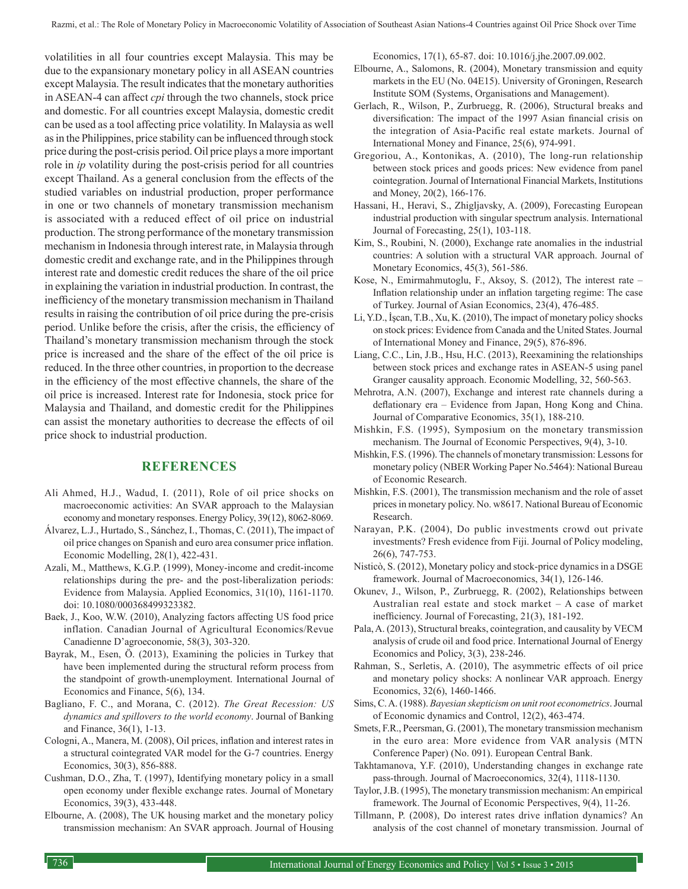volatilities in all four countries except Malaysia. This may be due to the expansionary monetary policy in all ASEAN countries except Malaysia. The result indicates that the monetary authorities in ASEAN-4 can affect *cpi* through the two channels, stock price and domestic. For all countries except Malaysia, domestic credit can be used as a tool affecting price volatility. In Malaysia as well as in the Philippines, price stability can be influenced through stock price during the post-crisis period. Oil price plays a more important role in *ip* volatility during the post-crisis period for all countries except Thailand. As a general conclusion from the effects of the studied variables on industrial production, proper performance in one or two channels of monetary transmission mechanism is associated with a reduced effect of oil price on industrial production. The strong performance of the monetary transmission mechanism in Indonesia through interest rate, in Malaysia through domestic credit and exchange rate, and in the Philippines through interest rate and domestic credit reduces the share of the oil price in explaining the variation in industrial production. In contrast, the inefficiency of the monetary transmission mechanism in Thailand results in raising the contribution of oil price during the pre-crisis period. Unlike before the crisis, after the crisis, the efficiency of Thailand's monetary transmission mechanism through the stock price is increased and the share of the effect of the oil price is reduced. In the three other countries, in proportion to the decrease in the efficiency of the most effective channels, the share of the oil price is increased. Interest rate for Indonesia, stock price for Malaysia and Thailand, and domestic credit for the Philippines can assist the monetary authorities to decrease the effects of oil price shock to industrial production.

## REFERENCES

Ali Ahmed, H.J., Wadud, I. (2011), Role of oil price shocks on macroeconomic activities: An SVAR approach to the Malaysian economy and monetary responses. Energy Policy, 39(12), 8062-8069.

Álvarez, L.J., Hurtado, S., Sánchez, I., Thomas, C. (2011), The impact of oil price changes on Spanish and euro area consumer price inflation. Economic Modelling, 28(1), 422-431.

Azali, M., Matthews, K.G.P. (1999), Money-income and credit-income relationships during the pre- and the post-liberalization periods: Evidence from Malaysia. Applied Economics, 31(10), 1161-1170. doi: 10.1080/000368499323382.

Baek, J., Koo, W.W. (2010), Analyzing factors affecting US food price inflation. Canadian Journal of Agricultural Economics/Revue Canadienne D'agroeconomie, 58(3), 303-320.

Bayrak, M., Esen, Ö. (2013), Examining the policies in Turkey that have been implemented during the structural reform process from the standpoint of growth-unemployment. International Journal of Economics and Finance, 5(6), 134.

Bagliano, F. C., and Morana, C. (2012). *The Great Recession: US dynamics and spillovers to the world economy*. Journal of Banking and Finance, 36(1), 1-13.

Cologni, A., Manera, M. (2008), Oil prices, inflation and interest rates in a structural cointegrated VAR model for the G-7 countries. Energy Economics, 30(3), 856-888.

Cushman, D.O., Zha, T. (1997), Identifying monetary policy in a small open economy under flexible exchange rates. Journal of Monetary Economics, 39(3), 433-448.

Elbourne, A. (2008), The UK housing market and the monetary policy transmission mechanism: An SVAR approach. Journal of Housing Economics, 17(1), 65-87. doi: 10.1016/j.jhe.2007.09.002.

Elbourne, A., Salomons, R. (2004), Monetary transmission and equity markets in the EU (No. 04E15). University of Groningen, Research Institute SOM (Systems, Organisations and Management).

Gerlach, R., Wilson, P., Zurbruegg, R. (2006), Structural breaks and diversification: The impact of the 1997 Asian financial crisis on the integration of Asia-Pacific real estate markets. Journal of International Money and Finance, 25(6), 974-991.

Gregoriou, A., Kontonikas, A. (2010), The long-run relationship between stock prices and goods prices: New evidence from panel cointegration. Journal of International Financial Markets, Institutions and Money, 20(2), 166-176.

Hassani, H., Heravi, S., Zhigljavsky, A. (2009), Forecasting European industrial production with singular spectrum analysis. International Journal of Forecasting, 25(1), 103-118.

Kim, S., Roubini, N. (2000), Exchange rate anomalies in the industrial countries: A solution with a structural VAR approach. Journal of Monetary Economics, 45(3), 561-586.

Kose, N., Emirmahmutoglu, F., Aksoy, S. (2012), The interest rate – Inflation relationship under an inflation targeting regime: The case of Turkey. Journal of Asian Economics, 23(4), 476-485.

Li, Y.D., İşcan, T.B., Xu, K. (2010), The impact of monetary policy shocks on stock prices: Evidence from Canada and the United States. Journal of International Money and Finance, 29(5), 876-896.

Liang, C.C., Lin, J.B., Hsu, H.C. (2013), Reexamining the relationships between stock prices and exchange rates in ASEAN-5 using panel Granger causality approach. Economic Modelling, 32, 560-563.

Mehrotra, A.N. (2007), Exchange and interest rate channels during a deflationary era – Evidence from Japan, Hong Kong and China. Journal of Comparative Economics, 35(1), 188-210.

Mishkin, F.S. (1995), Symposium on the monetary transmission mechanism. The Journal of Economic Perspectives, 9(4), 3-10.

Mishkin, F.S. (1996). The channels of monetary transmission: Lessons for monetary policy (NBER Working Paper No.5464): National Bureau of Economic Research.

Mishkin, F.S. (2001), The transmission mechanism and the role of asset prices in monetary policy. No. w8617. National Bureau of Economic Research.

Narayan, P.K. (2004), Do public investments crowd out private investments? Fresh evidence from Fiji. Journal of Policy modeling, 26(6), 747-753.

Nisticò, S. (2012), Monetary policy and stock-price dynamics in a DSGE framework. Journal of Macroeconomics, 34(1), 126-146.

Okunev, J., Wilson, P., Zurbruegg, R. (2002), Relationships between Australian real estate and stock market – A case of market inefficiency. Journal of Forecasting, 21(3), 181-192.

Pala, A. (2013), Structural breaks, cointegration, and causality by VECM analysis of crude oil and food price. International Journal of Energy Economics and Policy, 3(3), 238-246.

Rahman, S., Serletis, A. (2010), The asymmetric effects of oil price and monetary policy shocks: A nonlinear VAR approach. Energy Economics, 32(6), 1460-1466.

Sims, C. A. (1988). *Bayesian skepticism on unit root econometrics*. Journal of Economic dynamics and Control, 12(2), 463-474.

Smets, F.R., Peersman, G. (2001), The monetary transmission mechanism in the euro area: More evidence from VAR analysis (MTN Conference Paper) (No. 091). European Central Bank.

Takhtamanova, Y.F. (2010), Understanding changes in exchange rate pass-through. Journal of Macroeconomics, 32(4), 1118-1130.

Taylor, J.B. (1995), The monetary transmission mechanism: An empirical framework. The Journal of Economic Perspectives, 9(4), 11-26.

Tillmann, P. (2008), Do interest rates drive inflation dynamics? An analysis of the cost channel of monetary transmission. Journal of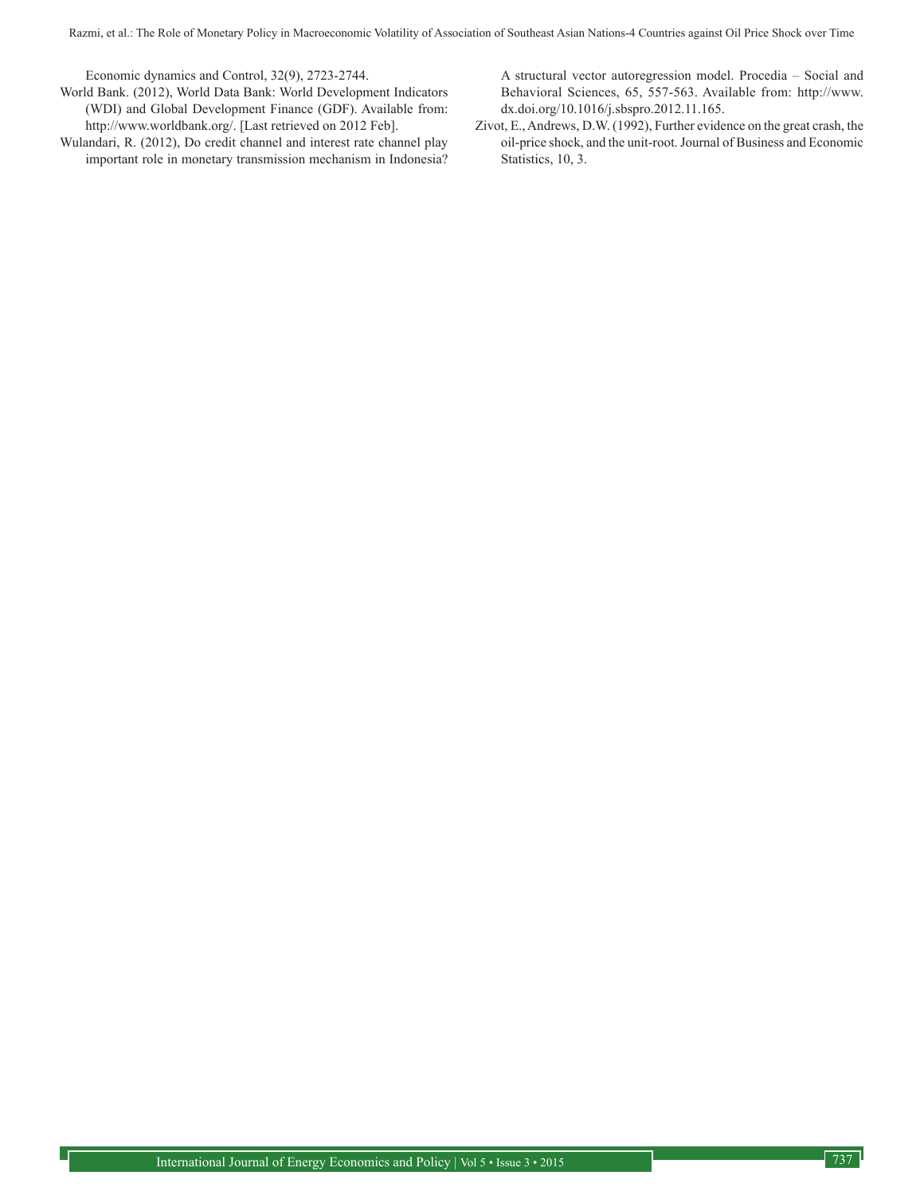Economic dynamics and Control, 32(9), 2723-2744.

World Bank. (2012), World Data Bank: World Development Indicators (WDI) and Global Development Finance (GDF). Available from: http://www.worldbank.org/. [Last retrieved on 2012 Feb].

Wulandari, R. (2012), Do credit channel and interest rate channel play important role in monetary transmission mechanism in Indonesia? A structural vector autoregression model. Procedia – Social and Behavioral Sciences, 65, 557-563. Available from: http://www.dx.doi.org/10.1016/j.sbspro.2012.11.165.

Zivot, E., Andrews, D.W. (1992), Further evidence on the great crash, the oil-price shock, and the unit-root. Journal of Business and Economic Statistics, 10, 3.